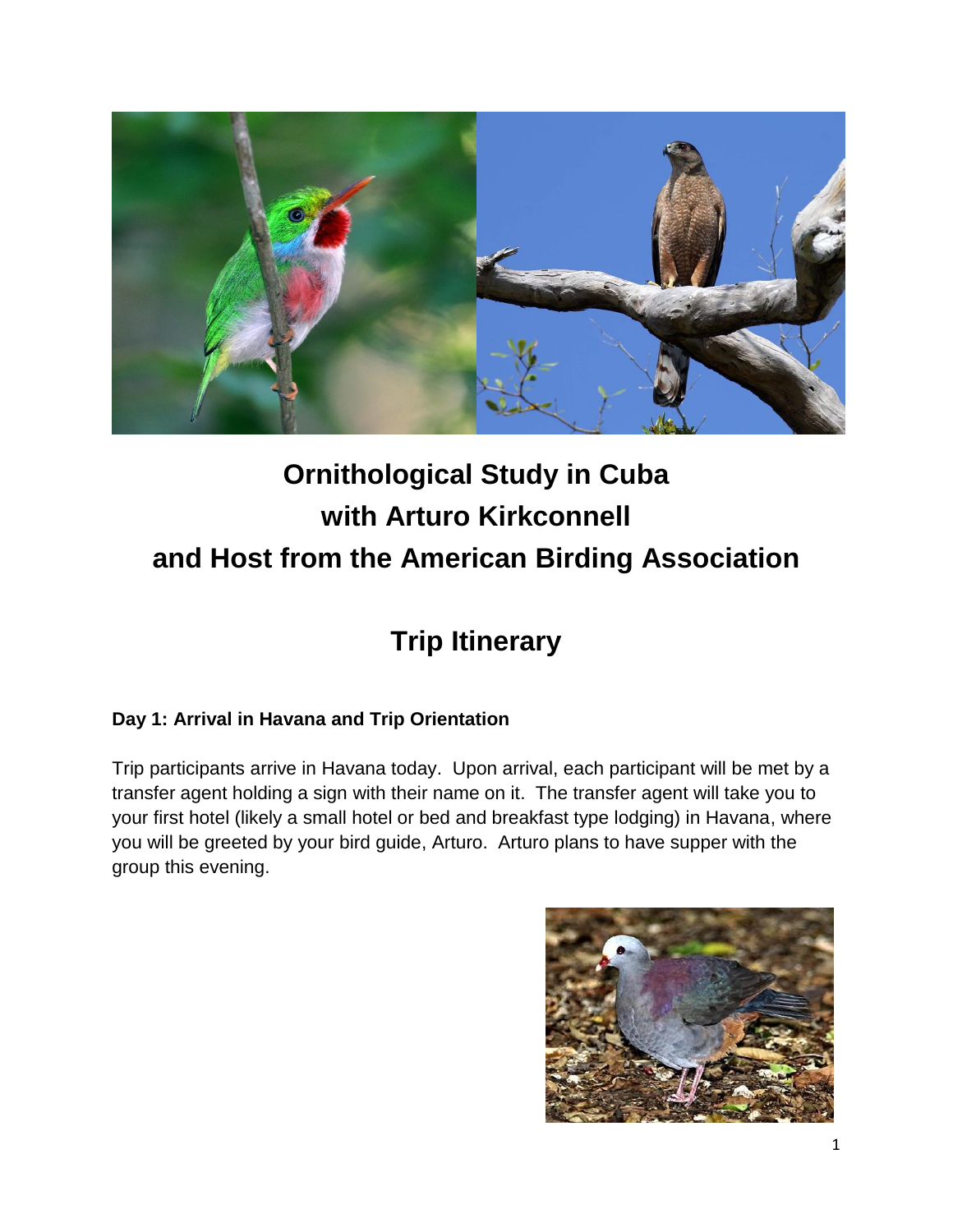# Ornithological Study in Cuba with Arturo Kirkconnell and Host from the American Birding Association

## Trip Itinerary

### Day 1: Arrival in Havana and Trip Orientation

Trip participants arrive in Havana today. Upon arrival, each participant will be met by a transfer agent holding a sign with their name on it. The transfer agent will take you to your first hotel (likely a small hotel or bed and breakfast type lodging) in Havana, where you will be greeted by your bird guide, Arturo. Arturo plans to have supper with the group this evening.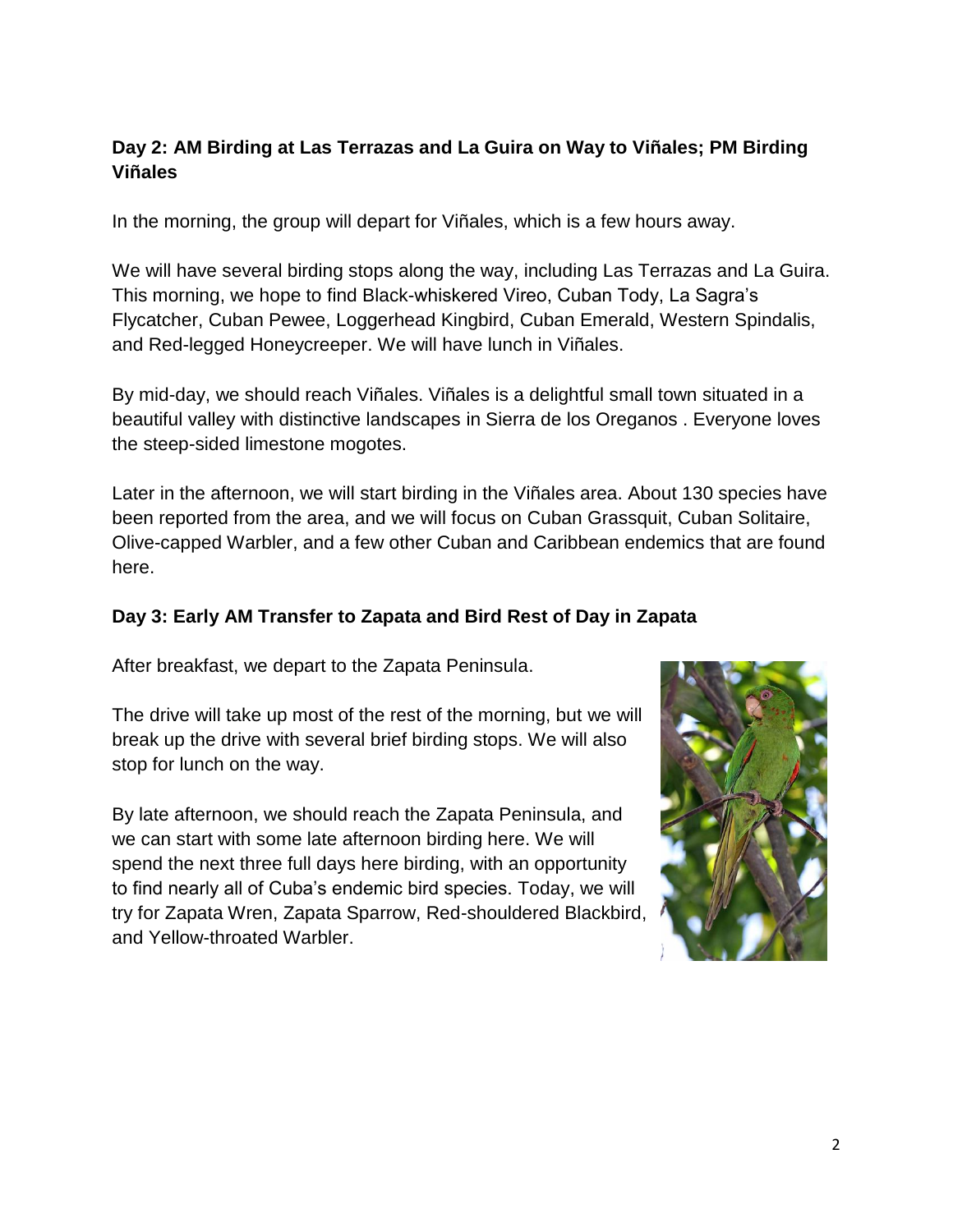**Day 2: AM Birding at Las Terrazas and La Guira on Way to Viñales; PM Birding Viñales**

In the morning, the group will depart for Viñales, which is a few hours away.

We will have several birding stops along the way, including Las Terrazas and La Guira. This morning, we hope to find Black-whiskered Vireo, Cuban Tody, La Sagra's Flycatcher, Cuban Pewee, Loggerhead Kingbird, Cuban Emerald, Western Spindalis, and Red-legged Honeycreeper. We will have lunch in Viñales.

By mid-day, we should reach Viñales. Viñales is a delightful small town situated in a beautiful valley with distinctive landscapes in Sierra de los Oreganos . Everyone loves the steep-sided limestone mogotes.

Later in the afternoon, we will start birding in the Viñales area. About 130 species have been reported from the area, and we will focus on Cuban Grassquit, Cuban Solitaire, Olive-capped Warbler, and a few other Cuban and Caribbean endemics that are found here.

**Day 3: Early AM Transfer to Zapata and Bird Rest of Day in Zapata**

After breakfast, we depart to the Zapata Peninsula.

The drive will take up most of the rest of the morning, but we will break up the drive with several brief birding stops. We will also stop for lunch on the way.

By late afternoon, we should reach the Zapata Peninsula, and we can start with some late afternoon birding here. We will spend the next three full days here birding, with an opportunity to find nearly all of Cuba's endemic bird species. Today, we will try for Zapata Wren, Zapata Sparrow, Red-shouldered Blackbird, and Yellow-throated Warbler.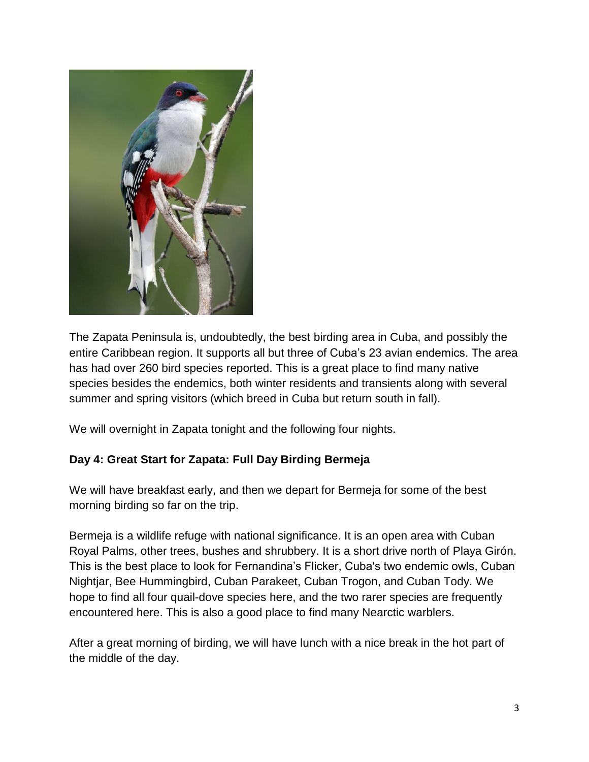The Zapata Peninsula is, undoubtedly, the best birding area in Cuba, and possibly the entire Caribbean region. It supports all but three of Cuba's 23 avian endemics. The area has had over 260 bird species reported. This is a great place to find many native species besides the endemics, both winter residents and transients along with several summer and spring visitors (which breed in Cuba but return south in fall).

We will overnight in Zapata tonight and the following four nights.

### Day 4: Great Start for Zapata: Full Day Birding Bermeja

We will have breakfast early, and then we depart for Bermeja for some of the best morning birding so far on the trip.

Bermeja is a wildlife refuge with national significance. It is an open area with Cuban Royal Palms, other trees, bushes and shrubbery. It is a short drive north of Playa Girón. This is the best place to look for Fernandina's Flicker, Cuba's two endemic owls, Cuban Nightjar, Bee Hummingbird, Cuban Parakeet, Cuban Trogon, and Cuban Tody. We hope to find all four quail-dove species here, and the two rarer species are frequently encountered here. This is also a good place to find many Nearctic warblers.

After a great morning of birding, we will have lunch with a nice break in the hot part of the middle of the day.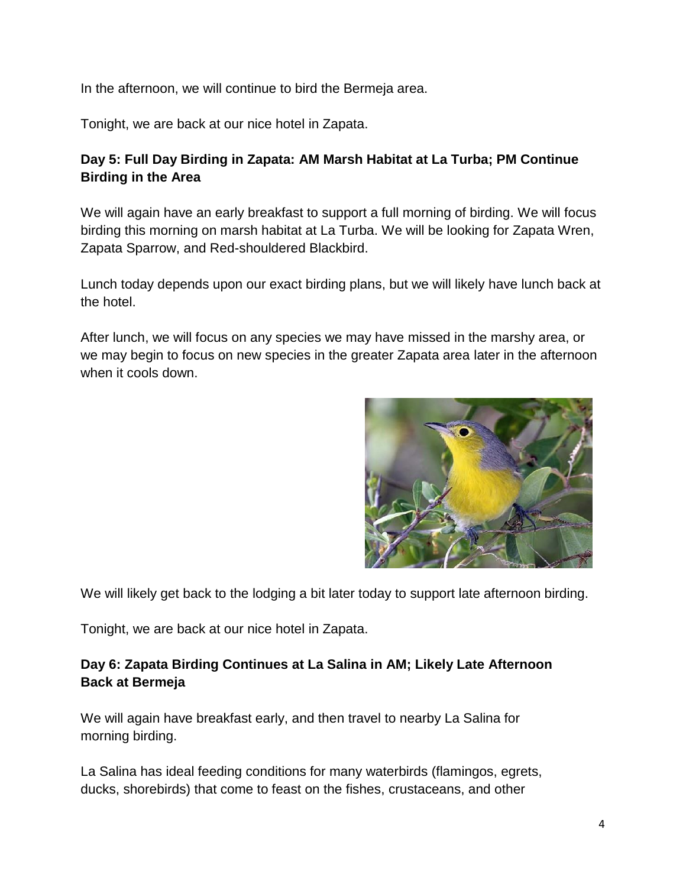In the afternoon, we will continue to bird the Bermeja area.

Tonight, we are back at our nice hotel in Zapata.

### Day 5: Full Day Birding in Zapata: AM Marsh Habitat at La Turba; PM Continue Birding in the Area

We will again have an early breakfast to support a full morning of birding. We will focus birding this morning on marsh habitat at La Turba. We will be looking for Zapata Wren, Zapata Sparrow, and Red-shouldered Blackbird.

Lunch today depends upon our exact birding plans, but we will likely have lunch back at the hotel.

After lunch, we will focus on any species we may have missed in the marshy area, or we may begin to focus on new species in the greater Zapata area later in the afternoon when it cools down.

We will likely get back to the lodging a bit later today to support late afternoon birding.

Tonight, we are back at our nice hotel in Zapata.

### Day 6: Zapata Birding Continues at La Salina in AM; Likely Late Afternoon Back at Bermeja

We will again have breakfast early, and then travel to nearby La Salina for morning birding.

La Salina has ideal feeding conditions for many waterbirds (flamingos, egrets, ducks, shorebirds) that come to feast on the fishes, crustaceans, and other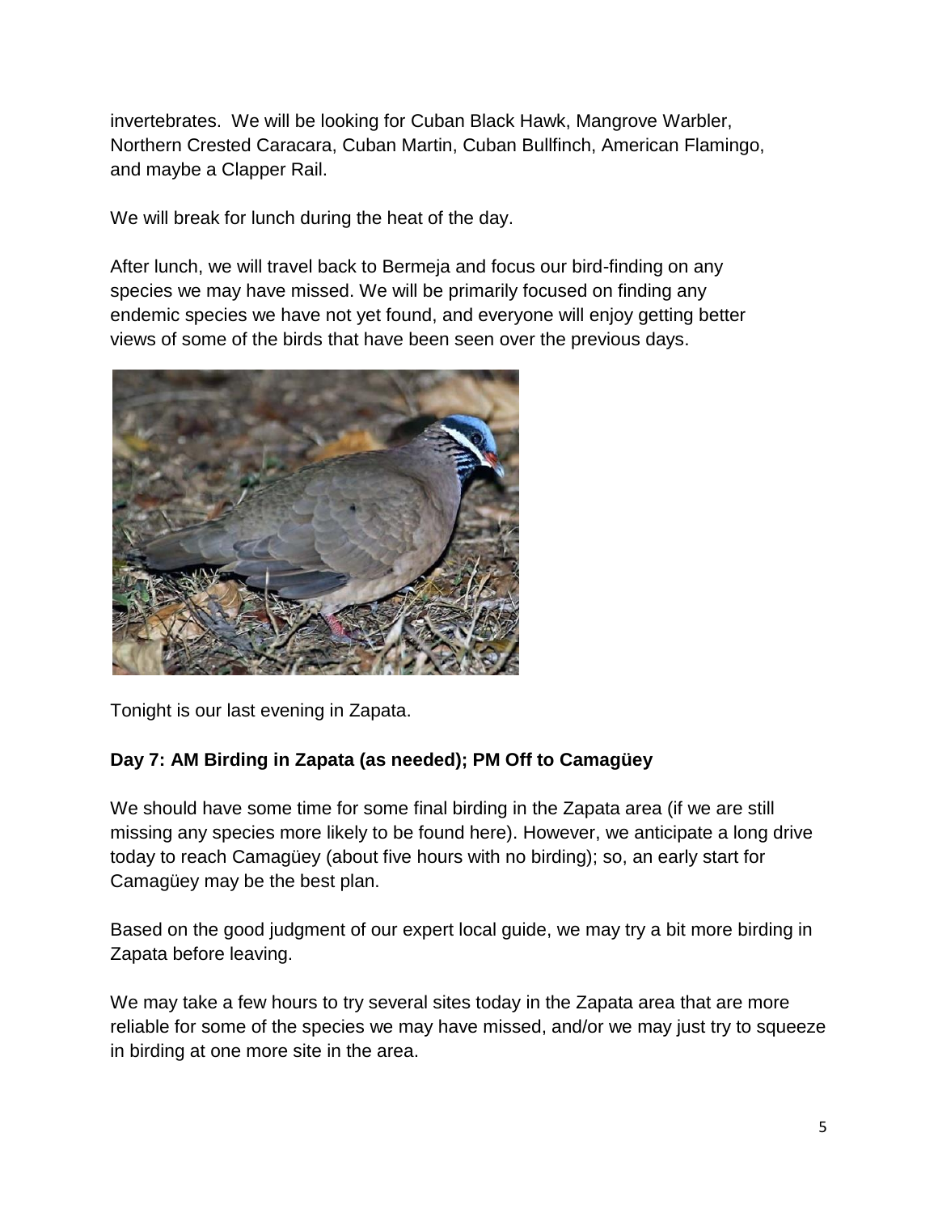invertebrates. We will be looking for Cuban Black Hawk, Mangrove Warbler, Northern Crested Caracara, Cuban Martin, Cuban Bullfinch, American Flamingo, and maybe a Clapper Rail.

We will break for lunch during the heat of the day.

After lunch, we will travel back to Bermeja and focus our bird-finding on any species we may have missed. We will be primarily focused on finding any endemic species we have not yet found, and everyone will enjoy getting better views of some of the birds that have been seen over the previous days.

Tonight is our last evening in Zapata.

**Day 7: AM Birding in Zapata (as needed); PM Off to Camagüey**

We should have some time for some final birding in the Zapata area (if we are still missing any species more likely to be found here). However, we anticipate a long drive today to reach Camagüey (about five hours with no birding); so, an early start for Camagüey may be the best plan.

Based on the good judgment of our expert local guide, we may try a bit more birding in Zapata before leaving.

We may take a few hours to try several sites today in the Zapata area that are more reliable for some of the species we may have missed, and/or we may just try to squeeze in birding at one more site in the area.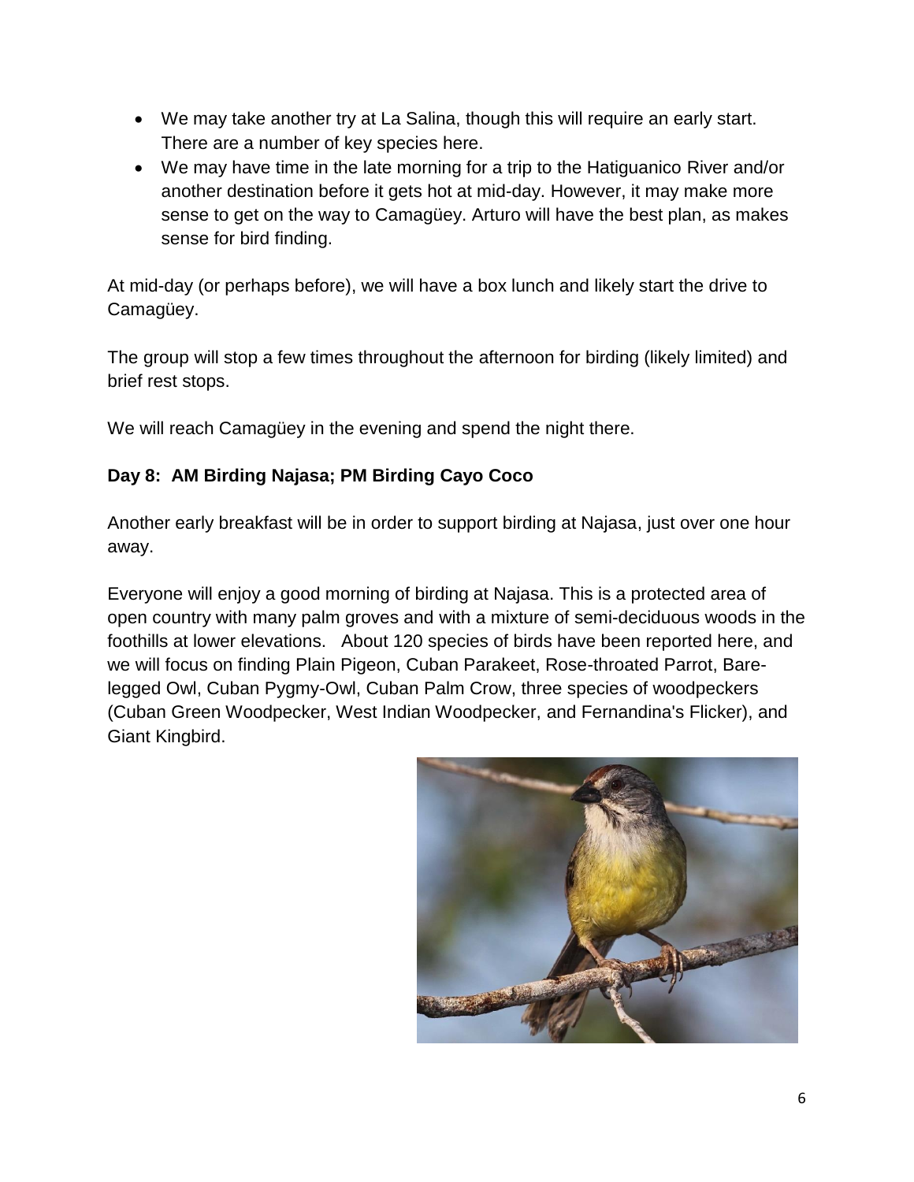- We may take another try at La Salina, though this will require an early start. There are a number of key species here.
- We may have time in the late morning for a trip to the Hatiguanico River and/or another destination before it gets hot at mid-day. However, it may make more sense to get on the way to Camagüey. Arturo will have the best plan, as makes sense for bird finding.

At mid-day (or perhaps before), we will have a box lunch and likely start the drive to Camagüey.

The group will stop a few times throughout the afternoon for birding (likely limited) and brief rest stops.

We will reach Camagüey in the evening and spend the night there.

**Day 8: AM Birding Najasa; PM Birding Cayo Coco**

Another early breakfast will be in order to support birding at Najasa, just over one hour away.

Everyone will enjoy a good morning of birding at Najasa. This is a protected area of open country with many palm groves and with a mixture of semi-deciduous woods in the foothills at lower elevations. About 120 species of birds have been reported here, and we will focus on finding Plain Pigeon, Cuban Parakeet, Rose-throated Parrot, Bare-legged Owl, Cuban Pygmy-Owl, Cuban Palm Crow, three species of woodpeckers (Cuban Green Woodpecker, West Indian Woodpecker, and Fernandina's Flicker), and Giant Kingbird.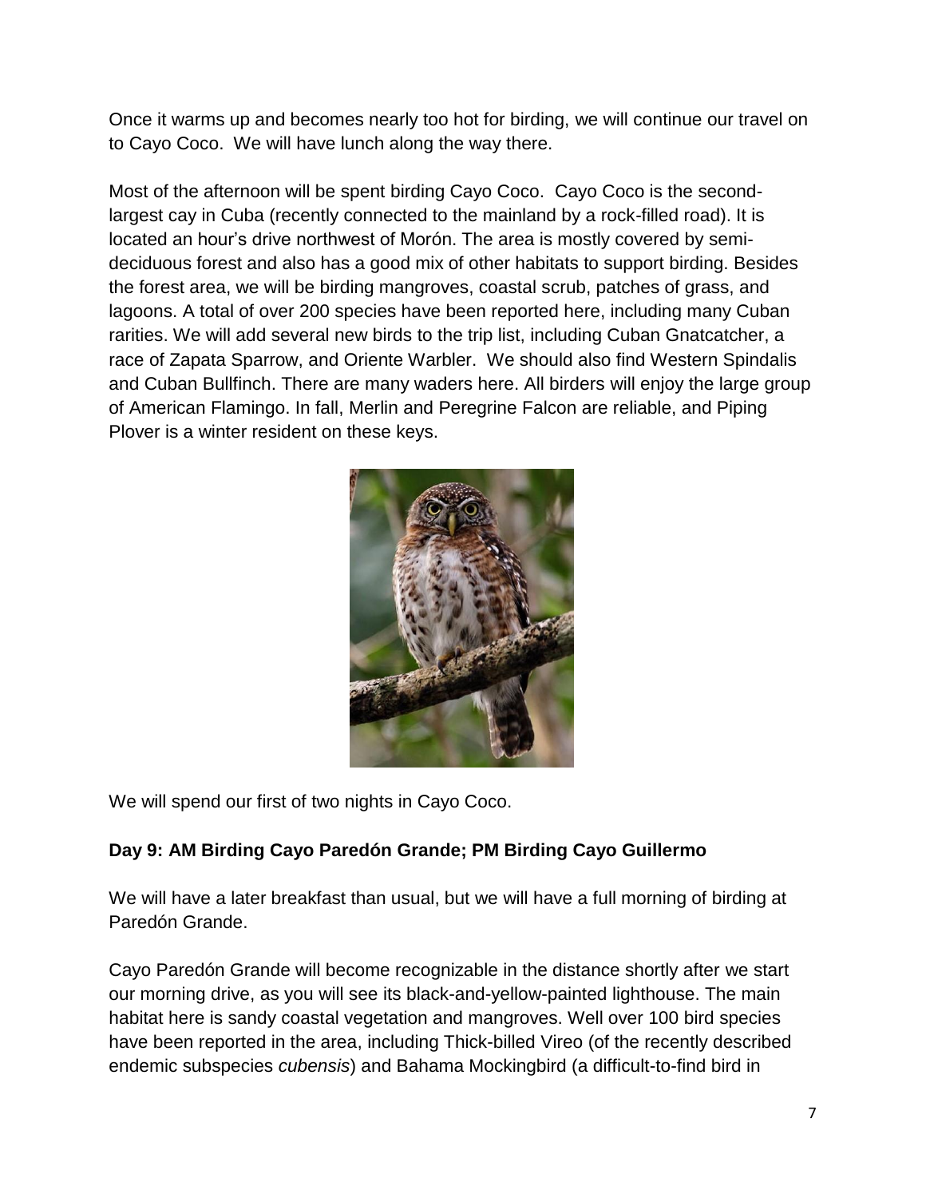Once it warms up and becomes nearly too hot for birding, we will continue our travel on to Cayo Coco. We will have lunch along the way there.

Most of the afternoon will be spent birding Cayo Coco. Cayo Coco is the second-largest cay in Cuba (recently connected to the mainland by a rock-filled road). It is located an hour's drive northwest of Morón. The area is mostly covered by semi-deciduous forest and also has a good mix of other habitats to support birding. Besides the forest area, we will be birding mangroves, coastal scrub, patches of grass, and lagoons. A total of over 200 species have been reported here, including many Cuban rarities. We will add several new birds to the trip list, including Cuban Gnatcatcher, a race of Zapata Sparrow, and Oriente Warbler. We should also find Western Spindalis and Cuban Bullfinch. There are many waders here. All birders will enjoy the large group of American Flamingo. In fall, Merlin and Peregrine Falcon are reliable, and Piping Plover is a winter resident on these keys.

We will spend our first of two nights in Cayo Coco.

**Day 9: AM Birding Cayo Paredón Grande; PM Birding Cayo Guillermo**

We will have a later breakfast than usual, but we will have a full morning of birding at Paredón Grande.

Cayo Paredón Grande will become recognizable in the distance shortly after we start our morning drive, as you will see its black-and-yellow-painted lighthouse. The main habitat here is sandy coastal vegetation and mangroves. Well over 100 bird species have been reported in the area, including Thick-billed Vireo (of the recently described endemic subspecies *cubensis*) and Bahama Mockingbird (a difficult-to-find bird in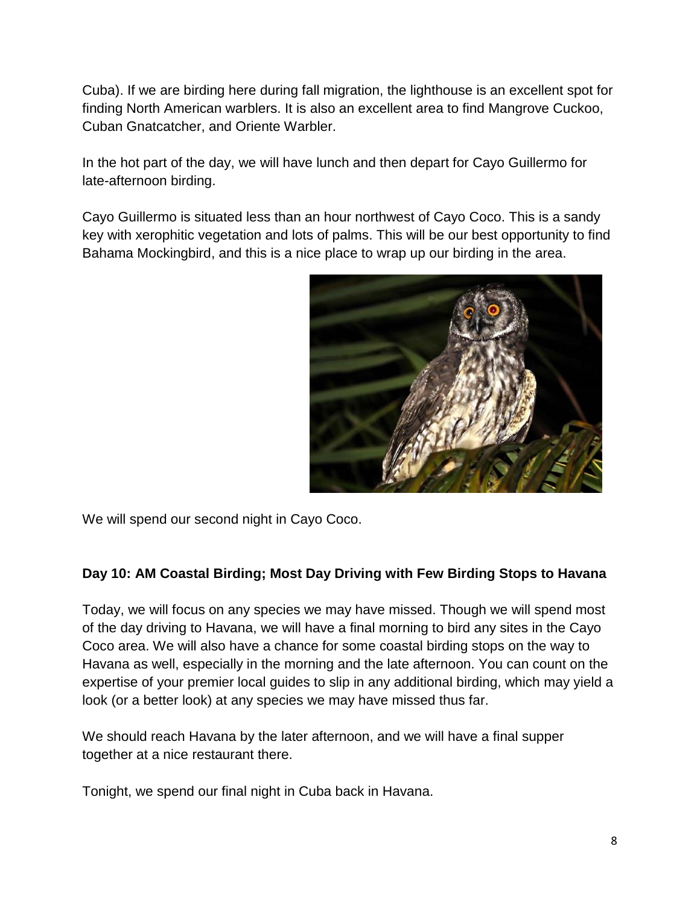Cuba). If we are birding here during fall migration, the lighthouse is an excellent spot for finding North American warblers. It is also an excellent area to find Mangrove Cuckoo, Cuban Gnatcatcher, and Oriente Warbler.

In the hot part of the day, we will have lunch and then depart for Cayo Guillermo for late-afternoon birding.

Cayo Guillermo is situated less than an hour northwest of Cayo Coco. This is a sandy key with xerophitic vegetation and lots of palms. This will be our best opportunity to find Bahama Mockingbird, and this is a nice place to wrap up our birding in the area.

We will spend our second night in Cayo Coco.

### Day 10: AM Coastal Birding; Most Day Driving with Few Birding Stops to Havana

Today, we will focus on any species we may have missed. Though we will spend most of the day driving to Havana, we will have a final morning to bird any sites in the Cayo Coco area. We will also have a chance for some coastal birding stops on the way to Havana as well, especially in the morning and the late afternoon. You can count on the expertise of your premier local guides to slip in any additional birding, which may yield a look (or a better look) at any species we may have missed thus far.

We should reach Havana by the later afternoon, and we will have a final supper together at a nice restaurant there.

Tonight, we spend our final night in Cuba back in Havana.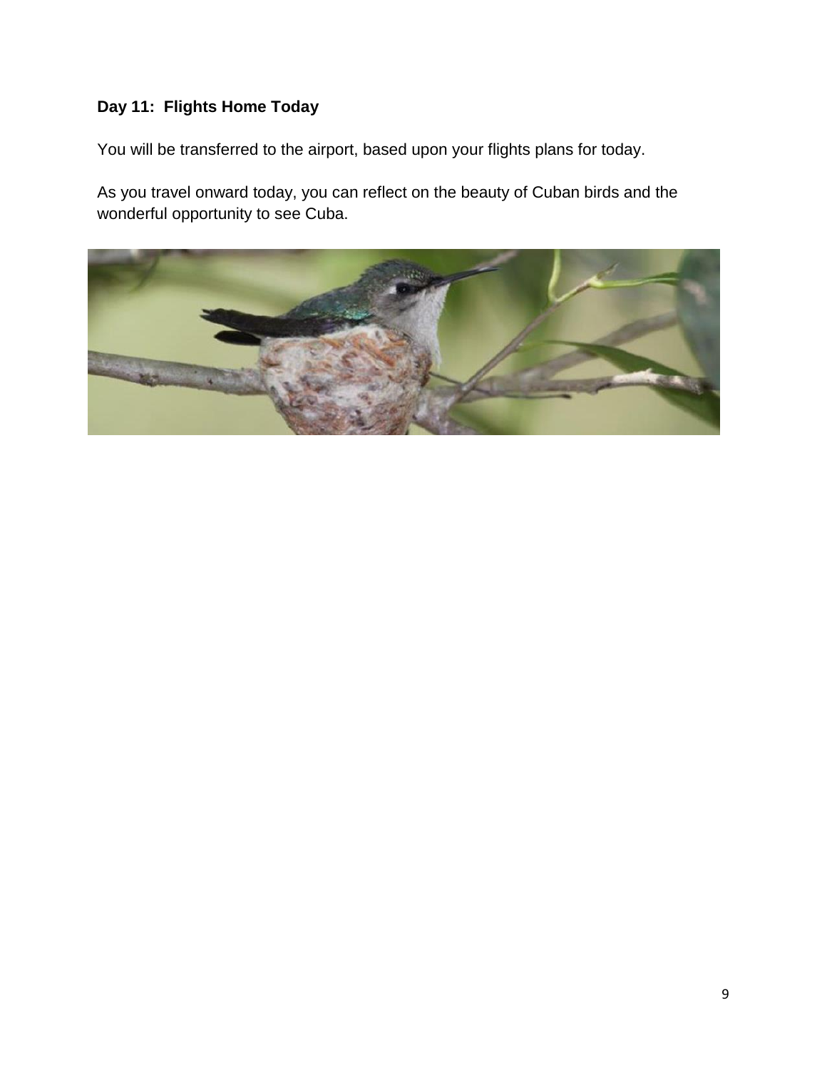**Day 11: Flights Home Today**

You will be transferred to the airport, based upon your flights plans for today.

As you travel onward today, you can reflect on the beauty of Cuban birds and the wonderful opportunity to see Cuba.